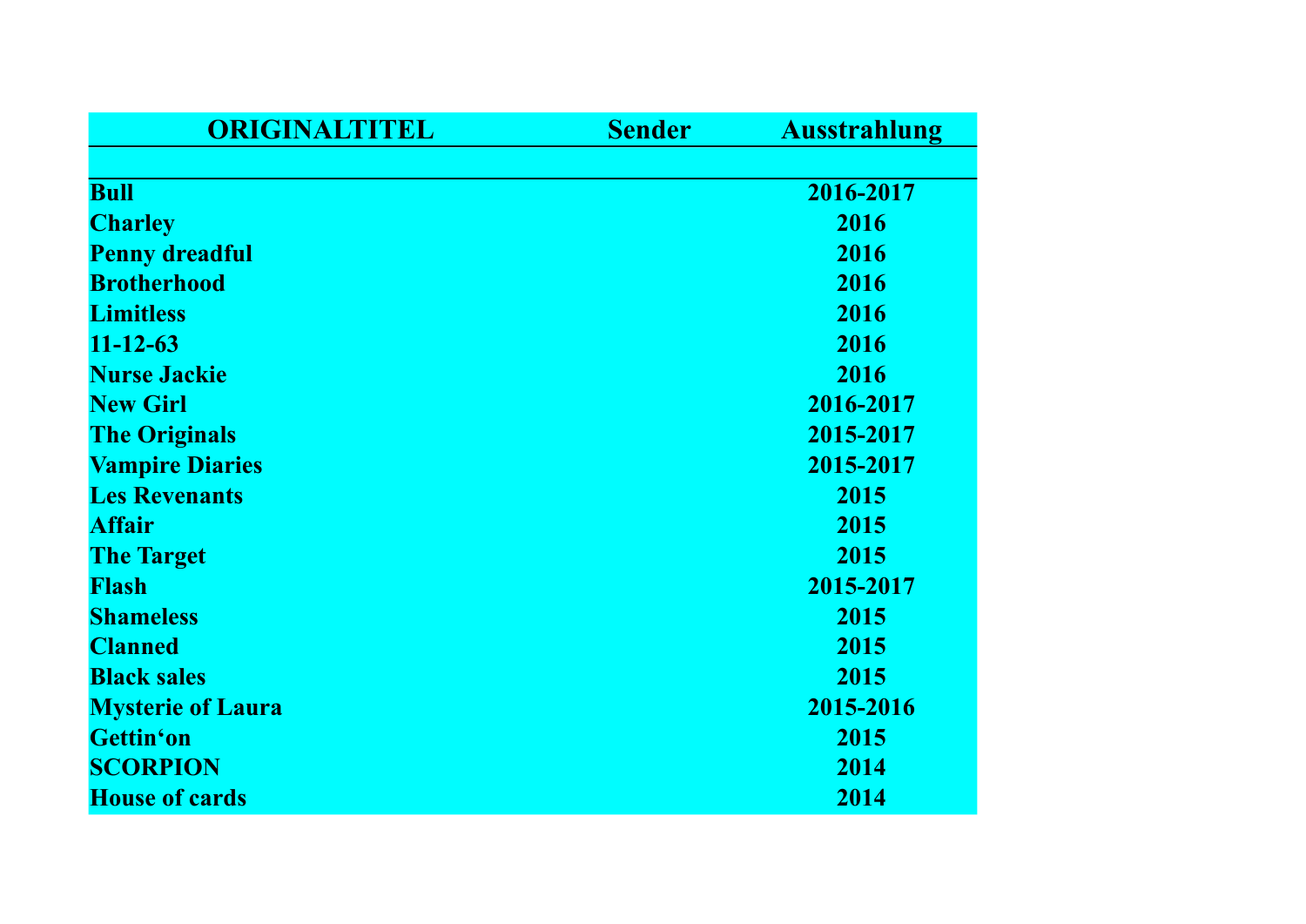| ORIGINALTITEL | Sender | Ausstrahlung |
|---|---|---|
| | | |
| **Bull** | | **2016-2017** |
| **Charley** | | **2016** |
| **Penny dreadful** | | **2016** |
| **Brotherhood** | | **2016** |
| **Limitless** | | **2016** |
| **11-12-63** | | **2016** |
| **Nurse Jackie** | | **2016** |
| **New Girl** | | **2016-2017** |
| **The Originals** | | **2015-2017** |
| **Vampire Diaries** | | **2015-2017** |
| **Les Revenants** | | **2015** |
| **Affair** | | **2015** |
| **The Target** | | **2015** |
| **Flash** | | **2015-2017** |
| **Shameless** | | **2015** |
| **Clanned** | | **2015** |
| **Black sales** | | **2015** |
| **Mysterie of Laura** | | **2015-2016** |
| **Gettin‘on** | | **2015** |
| **SCORPION** | | **2014** |
| **House of cards** | | **2014** |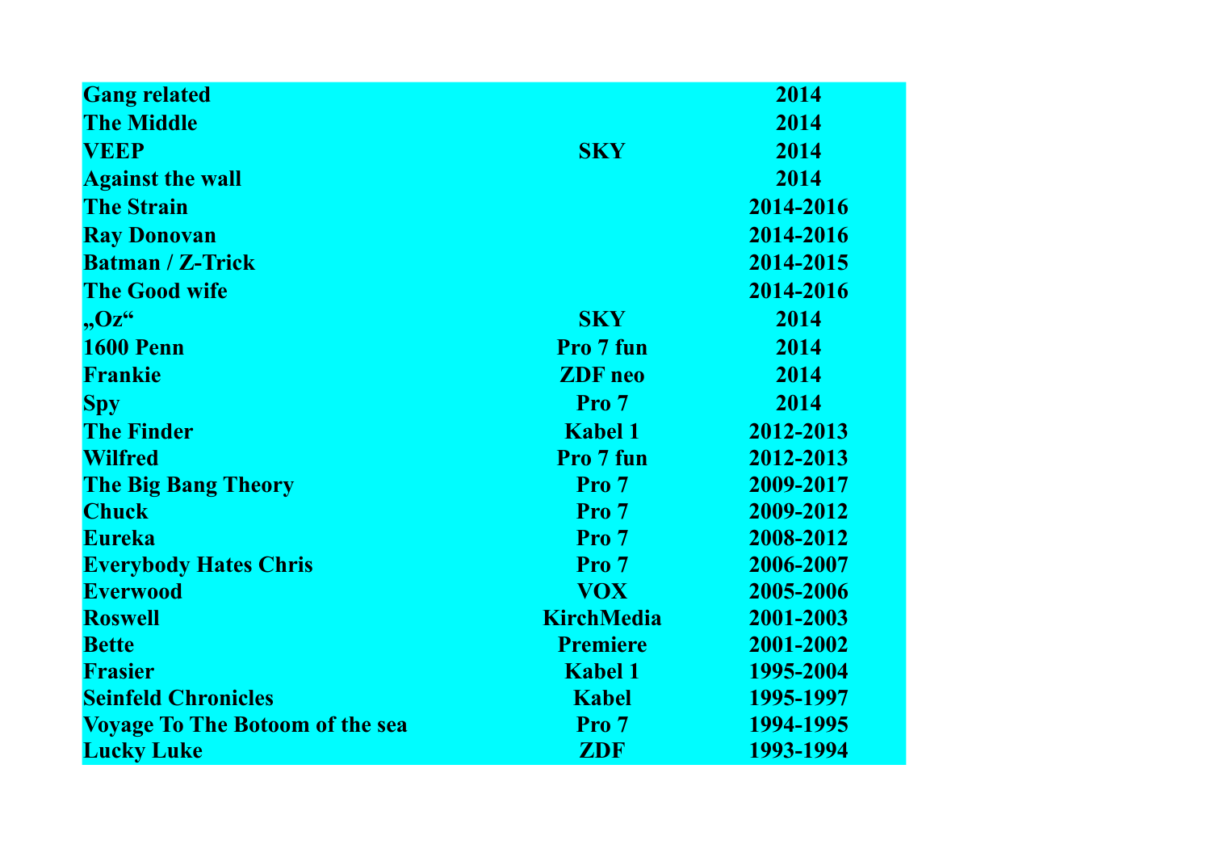| | | |
|---|---|---|
| **Gang related** | | **2014** |
| **The Middle** | | **2014** |
| **VEEP** | **SKY** | **2014** |
| **Against the wall** | | **2014** |
| **The Strain** | | **2014-2016** |
| **Ray Donovan** | | **2014-2016** |
| **Batman / Z-Trick** | | **2014-2015** |
| **The Good wife** | | **2014-2016** |
| **„Oz“** | **SKY** | **2014** |
| **1600 Penn** | **Pro 7 fun** | **2014** |
| **Frankie** | **ZDF neo** | **2014** |
| **Spy** | **Pro 7** | **2014** |
| **The Finder** | **Kabel 1** | **2012-2013** |
| **Wilfred** | **Pro 7 fun** | **2012-2013** |
| **The Big Bang Theory** | **Pro 7** | **2009-2017** |
| **Chuck** | **Pro 7** | **2009-2012** |
| **Eureka** | **Pro 7** | **2008-2012** |
| **Everybody Hates Chris** | **Pro 7** | **2006-2007** |
| **Everwood** | **VOX** | **2005-2006** |
| **Roswell** | **KirchMedia** | **2001-2003** |
| **Bette** | **Premiere** | **2001-2002** |
| **Frasier** | **Kabel 1** | **1995-2004** |
| **Seinfeld Chronicles** | **Kabel** | **1995-1997** |
| **Voyage To The Botoom of the sea** | **Pro 7** | **1994-1995** |
| **Lucky Luke** | **ZDF** | **1993-1994** |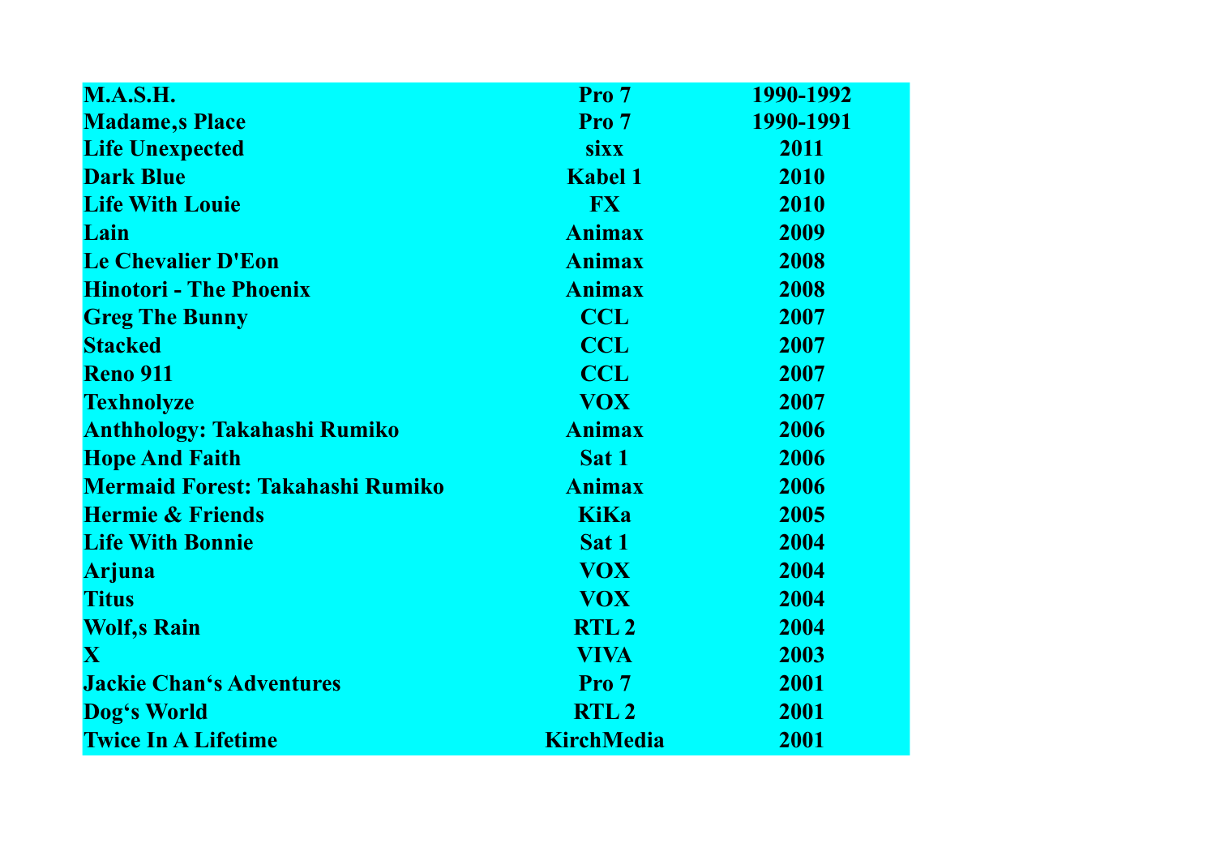| | | |
|---|---|---|
| **M.A.S.H.** | **Pro 7** | **1990-1992** |
| **Madame,s Place** | **Pro 7** | **1990-1991** |
| **Life Unexpected** | **sixx** | **2011** |
| **Dark Blue** | **Kabel 1** | **2010** |
| **Life With Louie** | **FX** | **2010** |
| **Lain** | **Animax** | **2009** |
| **Le Chevalier D'Eon** | **Animax** | **2008** |
| **Hinotori - The Phoenix** | **Animax** | **2008** |
| **Greg The Bunny** | **CCL** | **2007** |
| **Stacked** | **CCL** | **2007** |
| **Reno 911** | **CCL** | **2007** |
| **Texhnolyze** | **VOX** | **2007** |
| **Anthhology: Takahashi Rumiko** | **Animax** | **2006** |
| **Hope And Faith** | **Sat 1** | **2006** |
| **Mermaid Forest: Takahashi Rumiko** | **Animax** | **2006** |
| **Hermie & Friends** | **KiKa** | **2005** |
| **Life With Bonnie** | **Sat 1** | **2004** |
| **Arjuna** | **VOX** | **2004** |
| **Titus** | **VOX** | **2004** |
| **Wolf,s Rain** | **RTL 2** | **2004** |
| **X** | **VIVA** | **2003** |
| **Jackie Chan‘s Adventures** | **Pro 7** | **2001** |
| **Dog‘s World** | **RTL 2** | **2001** |
| **Twice In A Lifetime** | **KirchMedia** | **2001** |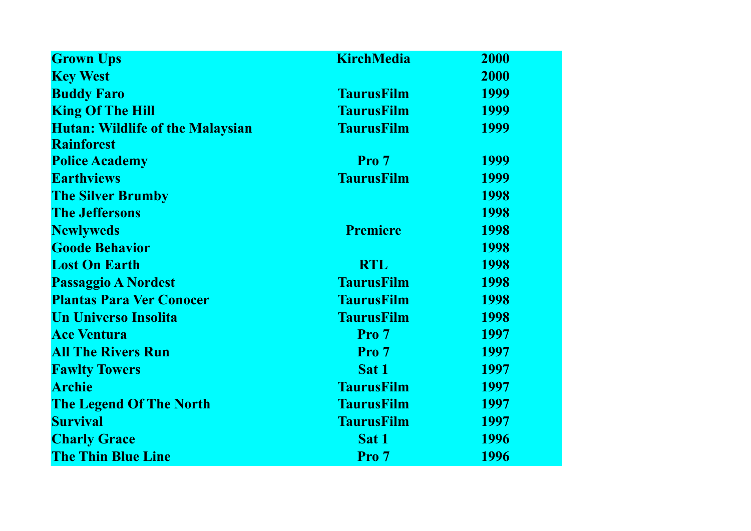| | | |
|---|---|---|
| Grown Ups | KirchMedia | 2000 |
| Key West | | 2000 |
| Buddy Faro | TaurusFilm | 1999 |
| King Of The Hill | TaurusFilm | 1999 |
| Hutan: Wildlife of the Malaysian Rainforest | TaurusFilm | 1999 |
| Police Academy | Pro 7 | 1999 |
| Earthviews | TaurusFilm | 1999 |
| The Silver Brumby | | 1998 |
| The Jeffersons | | 1998 |
| Newlyweds | Premiere | 1998 |
| Goode Behavior | | 1998 |
| Lost On Earth | RTL | 1998 |
| Passaggio A Nordest | TaurusFilm | 1998 |
| Plantas Para Ver Conocer | TaurusFilm | 1998 |
| Un Universo Insolita | TaurusFilm | 1998 |
| Ace Ventura | Pro 7 | 1997 |
| All The Rivers Run | Pro 7 | 1997 |
| Fawlty Towers | Sat 1 | 1997 |
| Archie | TaurusFilm | 1997 |
| The Legend Of The North | TaurusFilm | 1997 |
| Survival | TaurusFilm | 1997 |
| Charly Grace | Sat 1 | 1996 |
| The Thin Blue Line | Pro 7 | 1996 |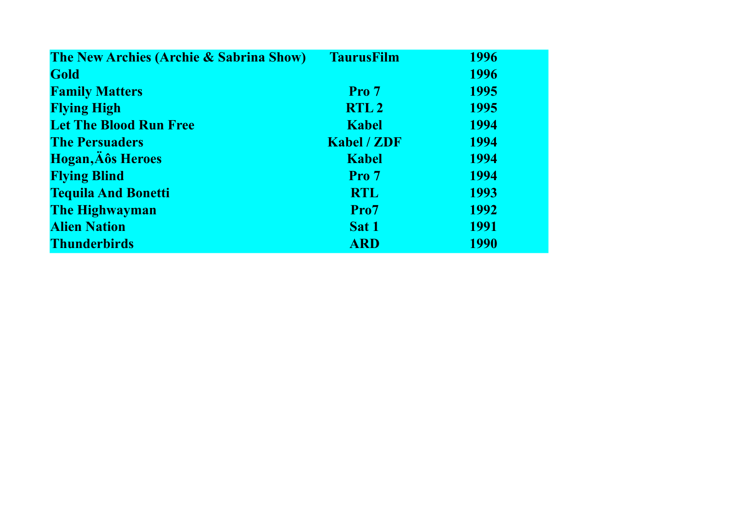| | | |
|---|---|---|
| The New Archies (Archie & Sabrina Show) | TaurusFilm | 1996 |
| Gold | | 1996 |
| Family Matters | Pro 7 | 1995 |
| Flying High | RTL 2 | 1995 |
| Let The Blood Run Free | Kabel | 1994 |
| The Persuaders | Kabel / ZDF | 1994 |
| Hogan‚Äôs Heroes | Kabel | 1994 |
| Flying Blind | Pro 7 | 1994 |
| Tequila And Bonetti | RTL | 1993 |
| The Highwayman | Pro7 | 1992 |
| Alien Nation | Sat 1 | 1991 |
| Thunderbirds | ARD | 1990 |